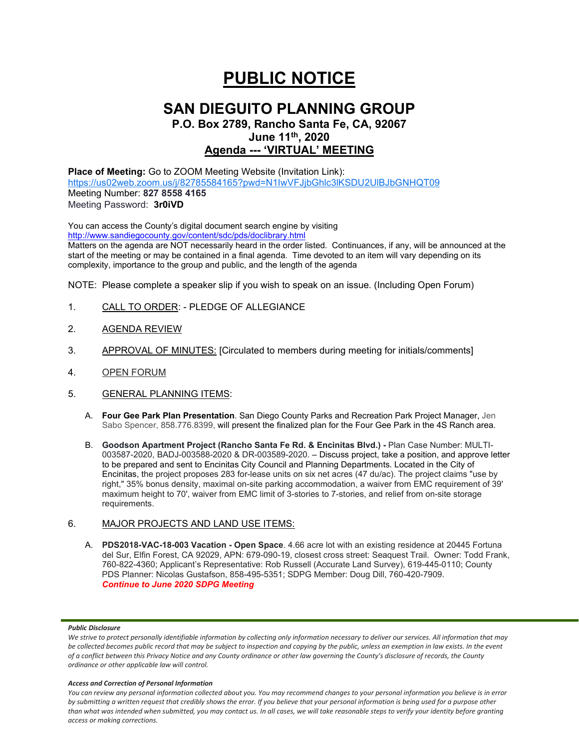# PUBLIC NOTICE

## SAN DIEGUITO PLANNING GROUP

### P.O. Box 2789, Rancho Santa Fe, CA, 92067
### June 11th, 2020
### Agenda --- 'VIRTUAL' MEETING

**Place of Meeting:** Go to ZOOM Meeting Website (Invitation Link):
https://us02web.zoom.us/j/82785584165?pwd=N1IwVFJjbGhlc3lKSDU2UlBJbGNHQT09
Meeting Number: **827 8558 4165**
Meeting Password: **3r0iVD**

You can access the County's digital document search engine by visiting
http://www.sandiegocounty.gov/content/sdc/pds/doclibrary.html
Matters on the agenda are NOT necessarily heard in the order listed. Continuances, if any, will be announced at the start of the meeting or may be contained in a final agenda. Time devoted to an item will vary depending on its complexity, importance to the group and public, and the length of the agenda

NOTE: Please complete a speaker slip if you wish to speak on an issue. (Including Open Forum)

1. CALL TO ORDER: - PLEDGE OF ALLEGIANCE

2. AGENDA REVIEW

3. APPROVAL OF MINUTES: [Circulated to members during meeting for initials/comments]

4. OPEN FORUM

5. GENERAL PLANNING ITEMS:

   A. **Four Gee Park Plan Presentation**. San Diego County Parks and Recreation Park Project Manager, Jen Sabo Spencer, 858.776.8399, will present the finalized plan for the Four Gee Park in the 4S Ranch area.

   B. **Goodson Apartment Project (Rancho Santa Fe Rd. & Encinitas Blvd.) -** Plan Case Number: MULTI-003587-2020, BADJ-003588-2020 & DR-003589-2020. – Discuss project, take a position, and approve letter to be prepared and sent to Encinitas City Council and Planning Departments. Located in the City of Encinitas, the project proposes 283 for-lease units on six net acres (47 du/ac). The project claims "use by right," 35% bonus density, maximal on-site parking accommodation, a waiver from EMC requirement of 39' maximum height to 70', waiver from EMC limit of 3-stories to 7-stories, and relief from on-site storage requirements.

6. MAJOR PROJECTS AND LAND USE ITEMS:

   A. **PDS2018-VAC-18-003 Vacation - Open Space**. 4.66 acre lot with an existing residence at 20445 Fortuna del Sur, Elfin Forest, CA 92029, APN: 679-090-19, closest cross street: Seaquest Trail. Owner: Todd Frank, 760-822-4360; Applicant's Representative: Rob Russell (Accurate Land Survey), 619-445-0110; County PDS Planner: Nicolas Gustafson, 858-495-5351; SDPG Member: Doug Dill, 760-420-7909.
   ***Continue to June 2020 SDPG Meeting***

***Public Disclosure***

*We strive to protect personally identifiable information by collecting only information necessary to deliver our services. All information that may be collected becomes public record that may be subject to inspection and copying by the public, unless an exemption in law exists. In the event of a conflict between this Privacy Notice and any County ordinance or other law governing the County's disclosure of records, the County ordinance or other applicable law will control.*

***Access and Correction of Personal Information***

*You can review any personal information collected about you. You may recommend changes to your personal information you believe is in error by submitting a written request that credibly shows the error. If you believe that your personal information is being used for a purpose other than what was intended when submitted, you may contact us. In all cases, we will take reasonable steps to verify your identity before granting access or making corrections.*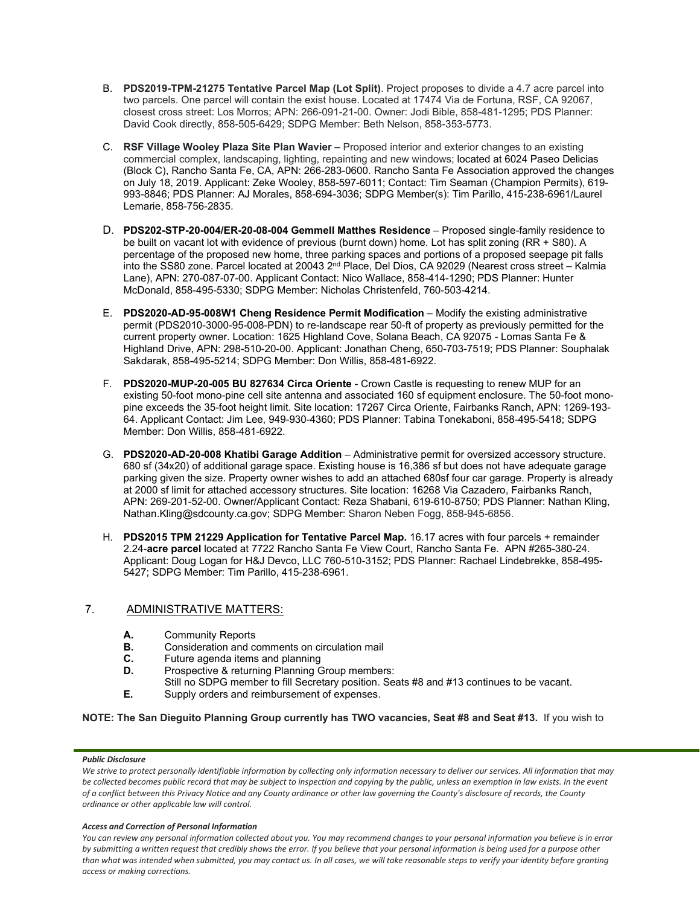B. **PDS2019-TPM-21275 Tentative Parcel Map (Lot Split)**. Project proposes to divide a 4.7 acre parcel into two parcels. One parcel will contain the exist house. Located at 17474 Via de Fortuna, RSF, CA 92067, closest cross street: Los Morros; APN: 266-091-21-00. Owner: Jodi Bible, 858-481-1295; PDS Planner: David Cook directly, 858-505-6429; SDPG Member: Beth Nelson, 858-353-5773.

C. **RSF Village Wooley Plaza Site Plan Wavier** – Proposed interior and exterior changes to an existing commercial complex, landscaping, lighting, repainting and new windows; located at 6024 Paseo Delicias (Block C), Rancho Santa Fe, CA, APN: 266-283-0600. Rancho Santa Fe Association approved the changes on July 18, 2019. Applicant: Zeke Wooley, 858-597-6011; Contact: Tim Seaman (Champion Permits), 619-993-8846; PDS Planner: AJ Morales, 858-694-3036; SDPG Member(s): Tim Parillo, 415-238-6961/Laurel Lemarie, 858-756-2835.

D. **PDS202-STP-20-004/ER-20-08-004 Gemmell Matthes Residence** – Proposed single-family residence to be built on vacant lot with evidence of previous (burnt down) home. Lot has split zoning (RR + S80). A percentage of the proposed new home, three parking spaces and portions of a proposed seepage pit falls into the SS80 zone. Parcel located at 20043 2nd Place, Del Dios, CA 92029 (Nearest cross street – Kalmia Lane), APN: 270-087-07-00. Applicant Contact: Nico Wallace, 858-414-1290; PDS Planner: Hunter McDonald, 858-495-5330; SDPG Member: Nicholas Christenfeld, 760-503-4214.

E. **PDS2020-AD-95-008W1 Cheng Residence Permit Modification** – Modify the existing administrative permit (PDS2010-3000-95-008-PDN) to re-landscape rear 50-ft of property as previously permitted for the current property owner. Location: 1625 Highland Cove, Solana Beach, CA 92075 - Lomas Santa Fe & Highland Drive, APN: 298-510-20-00. Applicant: Jonathan Cheng, 650-703-7519; PDS Planner: Souphalak Sakdarak, 858-495-5214; SDPG Member: Don Willis, 858-481-6922.

F. **PDS2020-MUP-20-005 BU 827634 Circa Oriente** - Crown Castle is requesting to renew MUP for an existing 50-foot mono-pine cell site antenna and associated 160 sf equipment enclosure. The 50-foot mono-pine exceeds the 35-foot height limit. Site location: 17267 Circa Oriente, Fairbanks Ranch, APN: 1269-193-64. Applicant Contact: Jim Lee, 949-930-4360; PDS Planner: Tabina Tonekaboni, 858-495-5418; SDPG Member: Don Willis, 858-481-6922.

G. **PDS2020-AD-20-008 Khatibi Garage Addition** – Administrative permit for oversized accessory structure. 680 sf (34x20) of additional garage space. Existing house is 16,386 sf but does not have adequate garage parking given the size. Property owner wishes to add an attached 680sf four car garage. Property is already at 2000 sf limit for attached accessory structures. Site location: 16268 Via Cazadero, Fairbanks Ranch, APN: 269-201-52-00. Owner/Applicant Contact: Reza Shabani, 619-610-8750; PDS Planner: Nathan Kling, Nathan.Kling@sdcounty.ca.gov; SDPG Member: Sharon Neben Fogg, 858-945-6856.

H. **PDS2015 TPM 21229 Application for Tentative Parcel Map.** 16.17 acres with four parcels + remainder 2.24-**acre parcel** located at 7722 Rancho Santa Fe View Court, Rancho Santa Fe. APN #265-380-24. Applicant: Doug Logan for H&J Devco, LLC 760-510-3152; PDS Planner: Rachael Lindebrekke, 858-495-5427; SDPG Member: Tim Parillo, 415-238-6961.

7. ADMINISTRATIVE MATTERS:

   **A.** Community Reports
   **B.** Consideration and comments on circulation mail
   **C.** Future agenda items and planning
   **D.** Prospective & returning Planning Group members:
   Still no SDPG member to fill Secretary position. Seats #8 and #13 continues to be vacant.
   **E.** Supply orders and reimbursement of expenses.

**NOTE: The San Dieguito Planning Group currently has TWO vacancies, Seat #8 and Seat #13.** If you wish to

***Public Disclosure***

*We strive to protect personally identifiable information by collecting only information necessary to deliver our services. All information that may be collected becomes public record that may be subject to inspection and copying by the public, unless an exemption in law exists. In the event of a conflict between this Privacy Notice and any County ordinance or other law governing the County's disclosure of records, the County ordinance or other applicable law will control.*

***Access and Correction of Personal Information***

*You can review any personal information collected about you. You may recommend changes to your personal information you believe is in error by submitting a written request that credibly shows the error. If you believe that your personal information is being used for a purpose other than what was intended when submitted, you may contact us. In all cases, we will take reasonable steps to verify your identity before granting access or making corrections.*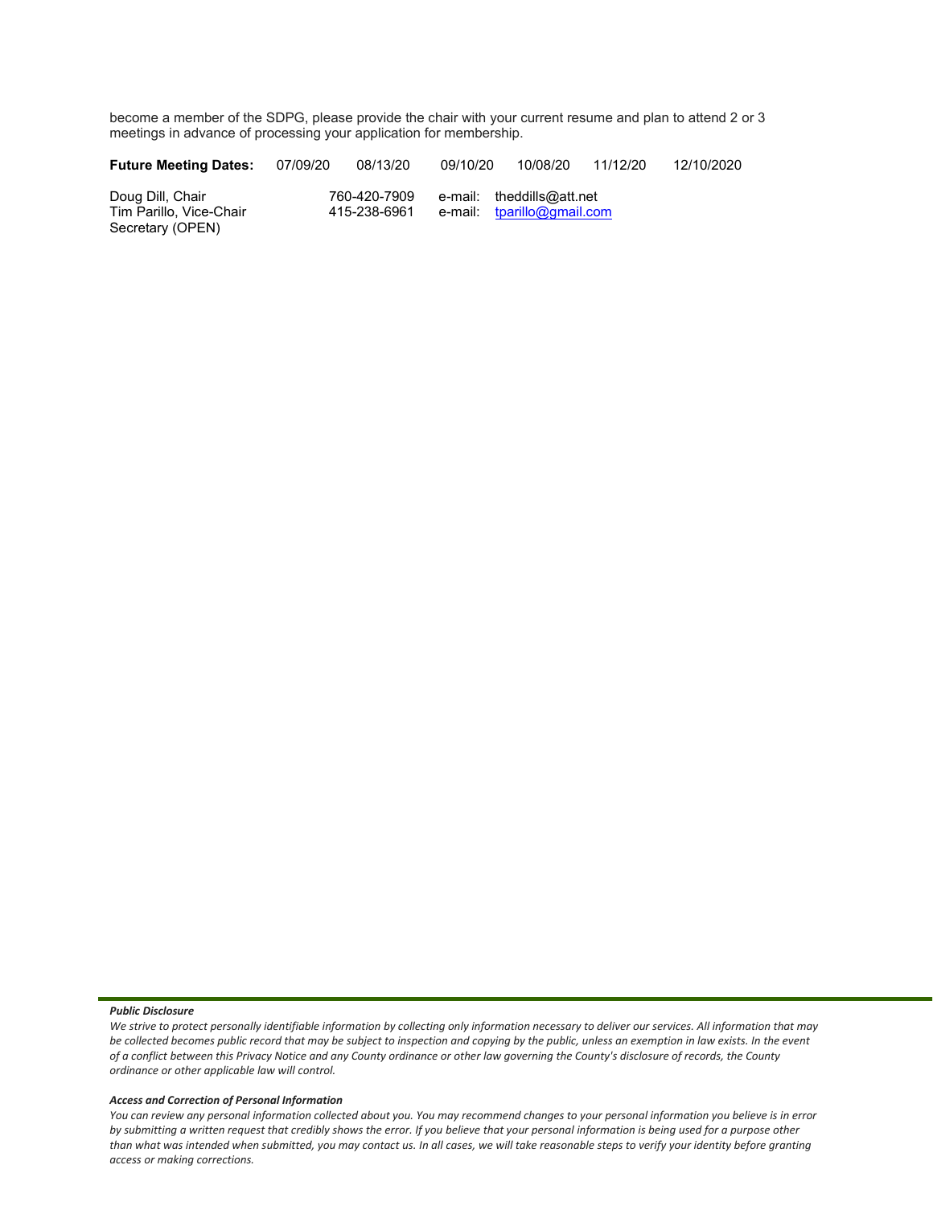become a member of the SDPG, please provide the chair with your current resume and plan to attend 2 or 3 meetings in advance of processing your application for membership.

**Future Meeting Dates:** 07/09/20 08/13/20 09/10/20 10/08/20 11/12/20 12/10/2020

| | | |
|---|---|---|
| Doug Dill, Chair | 760-420-7909 | e-mail: theddills@att.net |
| Tim Parillo, Vice-Chair | 415-238-6961 | e-mail: tparillo@gmail.com |
| Secretary (OPEN) | | |

***Public Disclosure***

*We strive to protect personally identifiable information by collecting only information necessary to deliver our services. All information that may be collected becomes public record that may be subject to inspection and copying by the public, unless an exemption in law exists. In the event of a conflict between this Privacy Notice and any County ordinance or other law governing the County's disclosure of records, the County ordinance or other applicable law will control.*

***Access and Correction of Personal Information***

*You can review any personal information collected about you. You may recommend changes to your personal information you believe is in error by submitting a written request that credibly shows the error. If you believe that your personal information is being used for a purpose other than what was intended when submitted, you may contact us. In all cases, we will take reasonable steps to verify your identity before granting access or making corrections.*